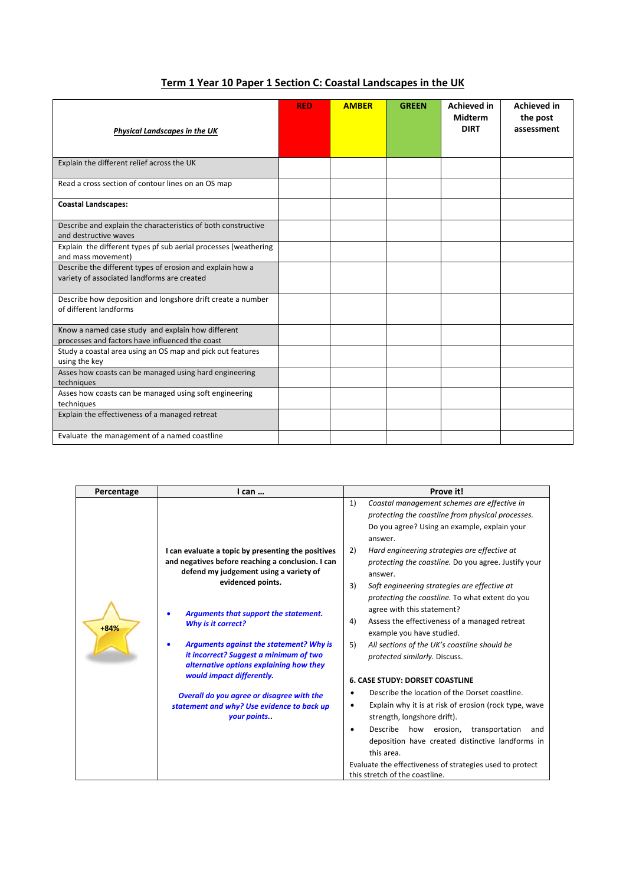## Term 1 Year 10 Paper 1 Section C: Coastal Landscapes in the UK

| *Physical Landscapes in the UK* | RED | AMBER | GREEN | Achieved in Midterm DIRT | Achieved in the post assessment |
|---|---|---|---|---|---|
| Explain the different relief across the UK | | | | | |
| Read a cross section of contour lines on an OS map | | | | | |
| **Coastal Landscapes:** | | | | | |
| Describe and explain the characteristics of both constructive and destructive waves | | | | | |
| Explain the different types pf sub aerial processes (weathering and mass movement) | | | | | |
| Describe the different types of erosion and explain how a variety of associated landforms are created | | | | | |
| Describe how deposition and longshore drift create a number of different landforms | | | | | |
| Know a named case study and explain how different processes and factors have influenced the coast | | | | | |
| Study a coastal area using an OS map and pick out features using the key | | | | | |
| Asses how coasts can be managed using hard engineering techniques | | | | | |
| Asses how coasts can be managed using soft engineering techniques | | | | | |
| Explain the effectiveness of a managed retreat | | | | | |
| Evaluate the management of a named coastline | | | | | |

| Percentage | I can … | Prove it! |
|---|---|---|
| +84% | **I can evaluate a topic by presenting the positives and negatives before reaching a conclusion. I can defend my judgement using a variety of evidenced points.**<br><br>• ***Arguments that support the statement. Why is it correct?***<br><br>• ***Arguments against the statement? Why is it incorrect? Suggest a minimum of two alternative options explaining how they would impact differently.***<br><br>***Overall do you agree or disagree with the statement and why? Use evidence to back up your points..*** | 1) *Coastal management schemes are effective in protecting the coastline from physical processes.* Do you agree? Using an example, explain your answer.<br>2) *Hard engineering strategies are effective at protecting the coastline.* Do you agree. Justify your answer.<br>3) *Soft engineering strategies are effective at protecting the coastline.* To what extent do you agree with this statement?<br>4) Assess the effectiveness of a managed retreat example you have studied.<br>5) *All sections of the UK's coastline should be protected similarly.* Discuss.<br><br>**6. CASE STUDY: DORSET COASTLINE**<br>• Describe the location of the Dorset coastline.<br>• Explain why it is at risk of erosion (rock type, wave strength, longshore drift).<br>• Describe how erosion, transportation and deposition have created distinctive landforms in this area.<br>Evaluate the effectiveness of strategies used to protect this stretch of the coastline. |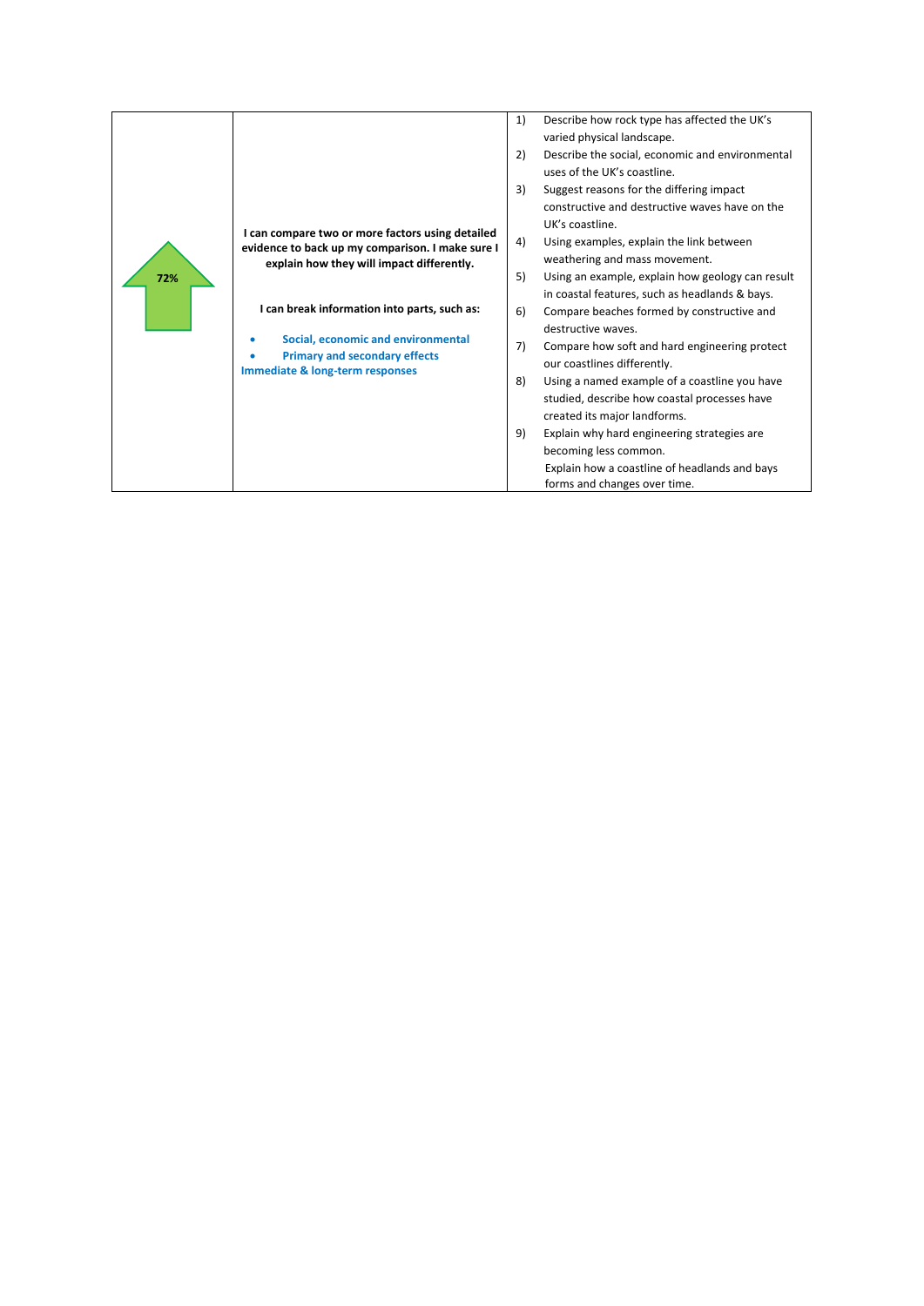| | | |
|---|---|---|
| 72% | **I can compare two or more factors using detailed evidence to back up my comparison. I make sure I explain how they will impact differently.**<br><br>**I can break information into parts, such as:**<br>• **Social, economic and environmental**<br>• **Primary and secondary effects**<br>**Immediate & long-term responses** | 1) Describe how rock type has affected the UK's varied physical landscape.<br>2) Describe the social, economic and environmental uses of the UK's coastline.<br>3) Suggest reasons for the differing impact constructive and destructive waves have on the UK's coastline.<br>4) Using examples, explain the link between weathering and mass movement.<br>5) Using an example, explain how geology can result in coastal features, such as headlands & bays.<br>6) Compare beaches formed by constructive and destructive waves.<br>7) Compare how soft and hard engineering protect our coastlines differently.<br>8) Using a named example of a coastline you have studied, describe how coastal processes have created its major landforms.<br>9) Explain why hard engineering strategies are becoming less common.<br>Explain how a coastline of headlands and bays forms and changes over time. |